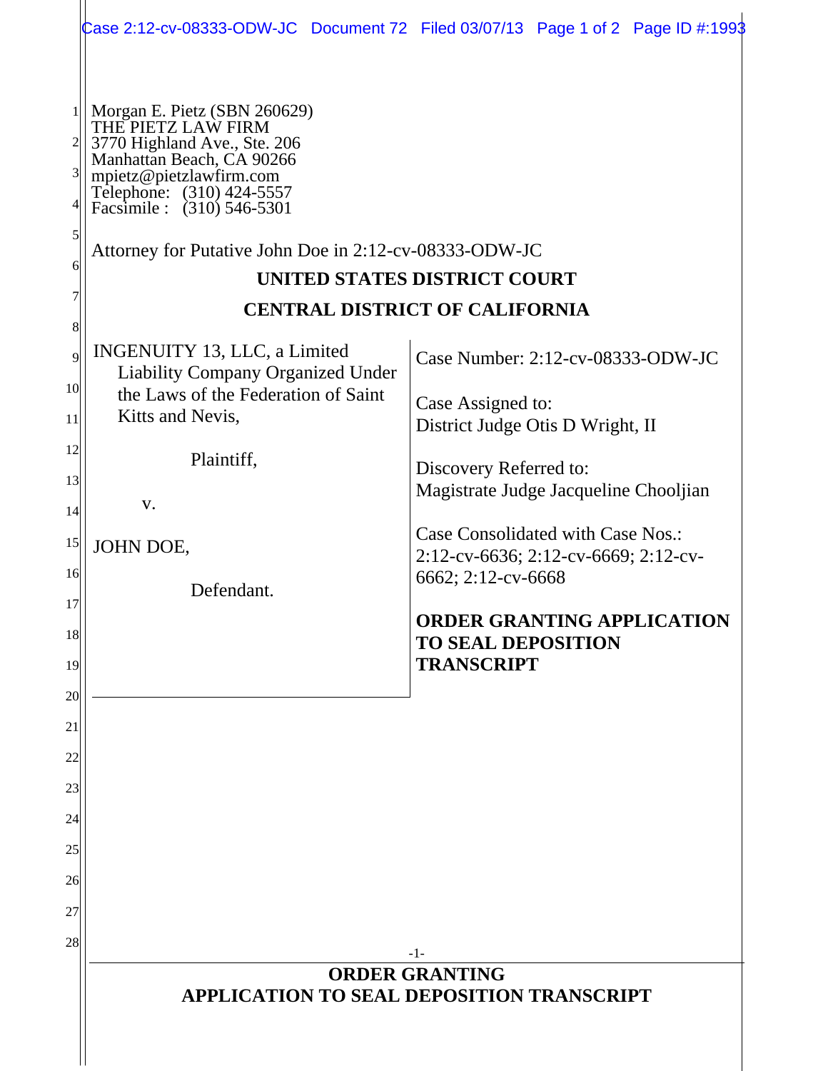Morgan E. Pietz (SBN 260629)
THE PIETZ LAW FIRM
3770 Highland Ave., Ste. 206
Manhattan Beach, CA 90266
mpietz@pietzlawfirm.com
Telephone: (310) 424-5557
Facsimile : (310) 546-5301

Attorney for Putative John Doe in 2:12-cv-08333-ODW-JC

**UNITED STATES DISTRICT COURT**

**CENTRAL DISTRICT OF CALIFORNIA**

INGENUITY 13, LLC, a Limited Liability Company Organized Under the Laws of the Federation of Saint Kitts and Nevis,

Plaintiff,

v.

JOHN DOE,

Defendant.

Case Number: 2:12-cv-08333-ODW-JC

Case Assigned to:
District Judge Otis D Wright, II

Discovery Referred to:
Magistrate Judge Jacqueline Chooljian

Case Consolidated with Case Nos.:
2:12-cv-6636; 2:12-cv-6669; 2:12-cv-6662; 2:12-cv-6668

**ORDER GRANTING APPLICATION TO SEAL DEPOSITION TRANSCRIPT**

**ORDER GRANTING APPLICATION TO SEAL DEPOSITION TRANSCRIPT**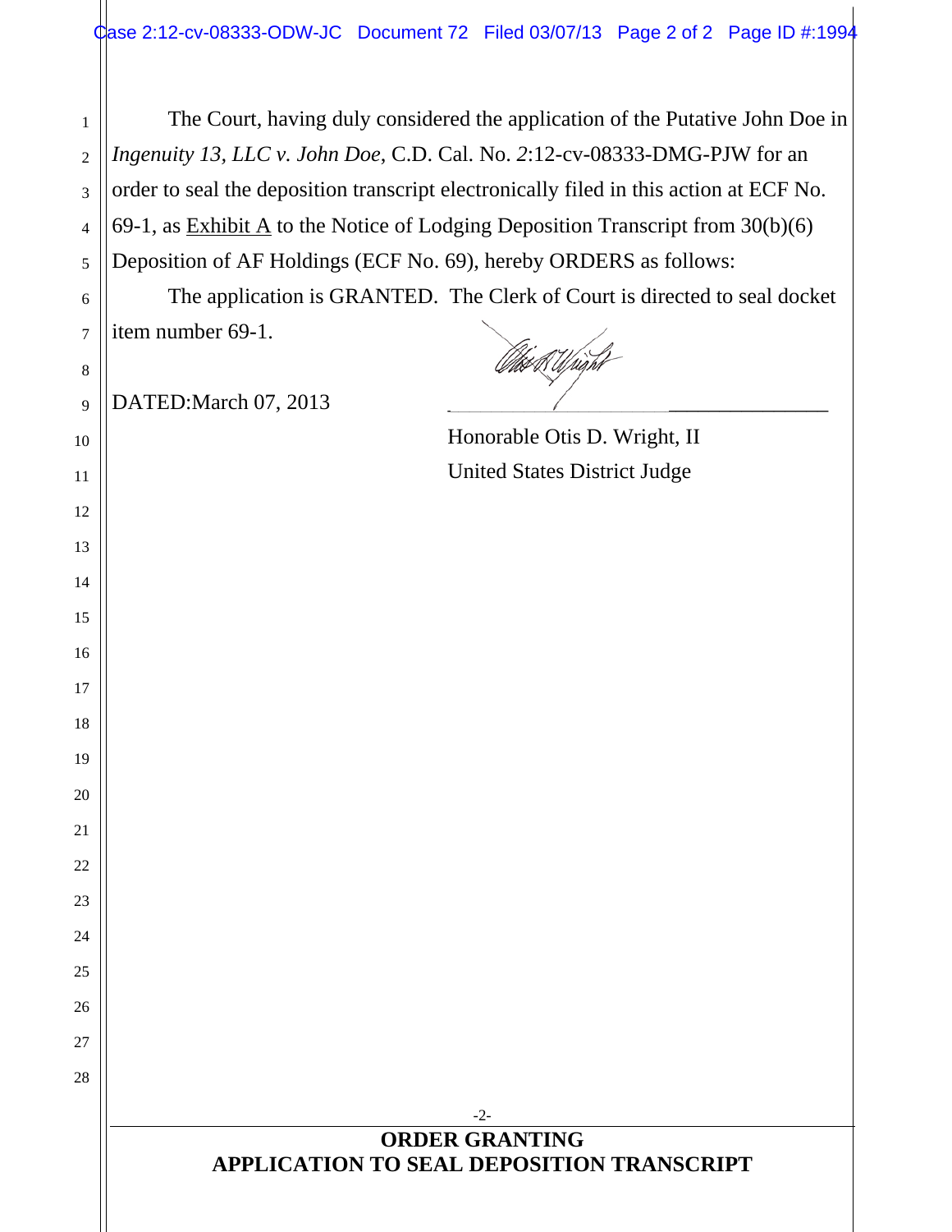The Court, having duly considered the application of the Putative John Doe in *Ingenuity 13, LLC v. John Doe*, C.D. Cal. No. *2*:12-cv-08333-DMG-PJW for an order to seal the deposition transcript electronically filed in this action at ECF No. 69-1, as Exhibit A to the Notice of Lodging Deposition Transcript from 30(b)(6) Deposition of AF Holdings (ECF No. 69), hereby ORDERS as follows:

The application is GRANTED. The Clerk of Court is directed to seal docket item number 69-1.

DATED:March 07, 2013

Honorable Otis D. Wright, II
United States District Judge

**ORDER GRANTING APPLICATION TO SEAL DEPOSITION TRANSCRIPT**